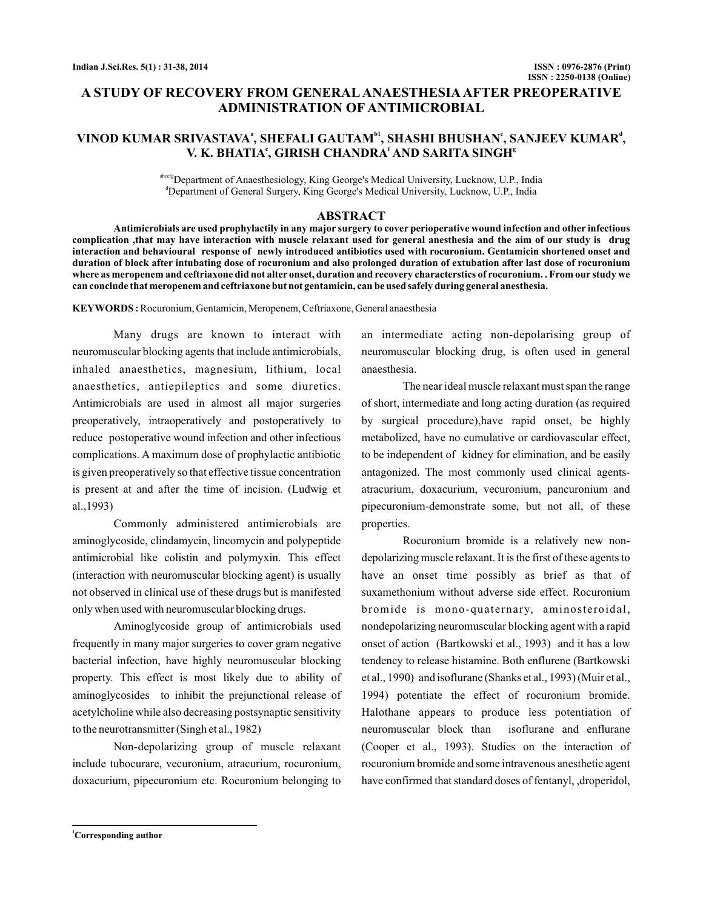# A STUDY OF RECOVERY FROM GENERAL ANAESTHESIA AFTER PREOPERATIVE ADMINISTRATION OF ANTIMICROBIAL

**VINOD KUMAR SRIVASTAVA[a], SHEFALI GAUTAM[b1], SHASHI BHUSHAN[c], SANJEEV KUMAR[d], V. K. BHATIA[e], GIRISH CHANDRA[f] AND SARITA SINGH[g]**

[abcefg]Department of Anaesthesiology, King George's Medical University, Lucknow, U.P., India
[d]Department of General Surgery, King George's Medical University, Lucknow, U.P., India

## ABSTRACT

**Antimicrobials are used prophylactily in any major surgery to cover perioperative wound infection and other infectious complication ,that may have interaction with muscle relaxant used for general anesthesia and the aim of our study is drug interaction and behavioural response of newly introduced antibiotics used with rocurionium. Gentamicin shortened onset and duration of block after intubating dose of rocuronium and also prolonged duration of extubation after last dose of rocuronium where as meropenem and ceftriaxone did not alter onset, duration and recovery characterstics of rocuronium. . From our study we can conclude that meropenem and ceftriaxone but not gentamicin, can be used safely during general anesthesia.**

**KEYWORDS :** Rocuronium, Gentamicin, Meropenem, Ceftriaxone, General anaesthesia

Many drugs are known to interact with neuromuscular blocking agents that include antimicrobials, inhaled anaesthetics, magnesium, lithium, local anaesthetics, antiepileptics and some diuretics. Antimicrobials are used in almost all major surgeries preoperatively, intraoperatively and postoperatively to reduce postoperative wound infection and other infectious complications. A maximum dose of prophylactic antibiotic is given preoperatively so that effective tissue concentration is present at and after the time of incision. (Ludwig et al.,1993)

Commonly administered antimicrobials are aminoglycoside, clindamycin, lincomycin and polypeptide antimicrobial like colistin and polymyxin. This effect (interaction with neuromuscular blocking agent) is usually not observed in clinical use of these drugs but is manifested only when used with neuromuscular blocking drugs.

Aminoglycoside group of antimicrobials used frequently in many major surgeries to cover gram negative bacterial infection, have highly neuromuscular blocking property. This effect is most likely due to ability of aminoglycosides to inhibit the prejunctional release of acetylcholine while also decreasing postsynaptic sensitivity to the neurotransmitter (Singh et al., 1982)

Non-depolarizing group of muscle relaxant include tubocurare, vecuronium, atracurium, rocuronium, doxacurium, pipecuronium etc. Rocuronium belonging to an intermediate acting non-depolarising group of neuromuscular blocking drug, is often used in general anaesthesia.

The near ideal muscle relaxant must span the range of short, intermediate and long acting duration (as required by surgical procedure),have rapid onset, be highly metabolized, have no cumulative or cardiovascular effect, to be independent of kidney for elimination, and be easily antagonized. The most commonly used clinical agents-atracurium, doxacurium, vecuronium, pancuronium and pipecuronium-demonstrate some, but not all, of these properties.

Rocuronium bromide is a relatively new non-depolarizing muscle relaxant. It is the first of these agents to have an onset time possibly as brief as that of suxamethonium without adverse side effect. Rocuronium bromide is mono-quaternary, aminosteroidal, nondepolarizing neuromuscular blocking agent with a rapid onset of action (Bartkowski et al., 1993) and it has a low tendency to release histamine. Both enflurene (Bartkowski et al., 1990) and isoflurane (Shanks et al., 1993) (Muir et al., 1994) potentiate the effect of rocuronium bromide. Halothane appears to produce less potentiation of neuromuscular block than isoflurane and enflurane (Cooper et al., 1993). Studies on the interaction of rocuronium bromide and some intravenous anesthetic agent have confirmed that standard doses of fentanyl, ,droperidol,

[1]Corresponding author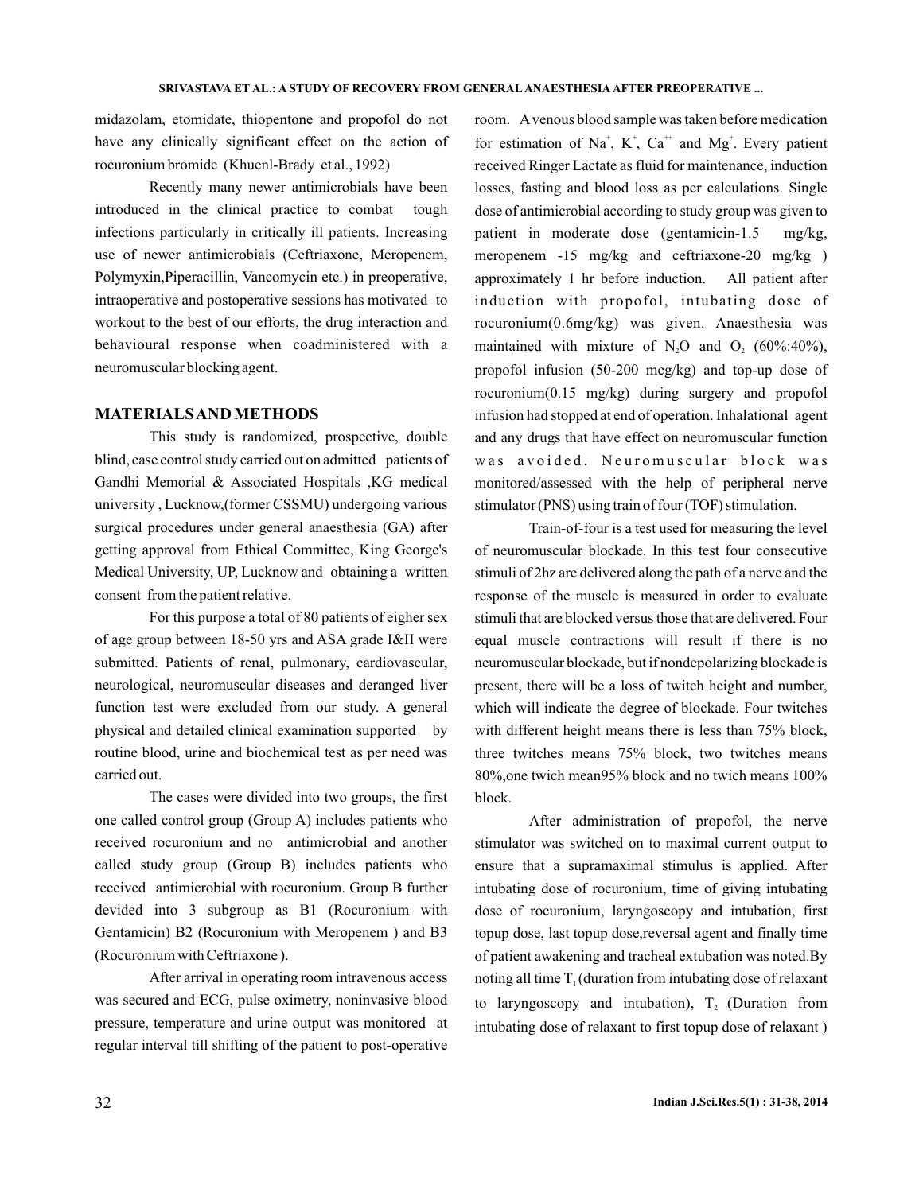midazolam, etomidate, thiopentone and propofol do not have any clinically significant effect on the action of rocuronium bromide (Khuenl-Brady et al., 1992)

Recently many newer antimicrobials have been introduced in the clinical practice to combat tough infections particularly in critically ill patients. Increasing use of newer antimicrobials (Ceftriaxone, Meropenem, Polymyxin,Piperacillin, Vancomycin etc.) in preoperative, intraoperative and postoperative sessions has motivated to workout to the best of our efforts, the drug interaction and behavioural response when coadministered with a neuromuscular blocking agent.

## MATERIALS AND METHODS

This study is randomized, prospective, double blind, case control study carried out on admitted patients of Gandhi Memorial & Associated Hospitals ,KG medical university , Lucknow,(former CSSMU) undergoing various surgical procedures under general anaesthesia (GA) after getting approval from Ethical Committee, King George's Medical University, UP, Lucknow and obtaining a written consent from the patient relative.

For this purpose a total of 80 patients of eigher sex of age group between 18-50 yrs and ASA grade I&II were submitted. Patients of renal, pulmonary, cardiovascular, neurological, neuromuscular diseases and deranged liver function test were excluded from our study. A general physical and detailed clinical examination supported by routine blood, urine and biochemical test as per need was carried out.

The cases were divided into two groups, the first one called control group (Group A) includes patients who received rocuronium and no antimicrobial and another called study group (Group B) includes patients who received antimicrobial with rocuronium. Group B further devided into 3 subgroup as B1 (Rocuronium with Gentamicin) B2 (Rocuronium with Meropenem ) and B3 (Rocuronium with Ceftriaxone ).

After arrival in operating room intravenous access was secured and ECG, pulse oximetry, noninvasive blood pressure, temperature and urine output was monitored at regular interval till shifting of the patient to post-operative room. A venous blood sample was taken before medication for estimation of $Na^+$, $K^+$, $Ca^{++}$ and $Mg^+$. Every patient received Ringer Lactate as fluid for maintenance, induction losses, fasting and blood loss as per calculations. Single dose of antimicrobial according to study group was given to patient in moderate dose (gentamicin-1.5 mg/kg, meropenem -15 mg/kg and ceftriaxone-20 mg/kg ) approximately 1 hr before induction. All patient after induction with propofol, intubating dose of rocuronium(0.6mg/kg) was given. Anaesthesia was maintained with mixture of $N_2O$ and $O_2$ (60%:40%), propofol infusion (50-200 mcg/kg) and top-up dose of rocuronium(0.15 mg/kg) during surgery and propofol infusion had stopped at end of operation. Inhalational agent and any drugs that have effect on neuromuscular function was avoided. Neuromuscular block was monitored/assessed with the help of peripheral nerve stimulator (PNS) using train of four (TOF) stimulation.

Train-of-four is a test used for measuring the level of neuromuscular blockade. In this test four consecutive stimuli of 2hz are delivered along the path of a nerve and the response of the muscle is measured in order to evaluate stimuli that are blocked versus those that are delivered. Four equal muscle contractions will result if there is no neuromuscular blockade, but if nondepolarizing blockade is present, there will be a loss of twitch height and number, which will indicate the degree of blockade. Four twitches with different height means there is less than 75% block, three twitches means 75% block, two twitches means 80%,one twich mean95% block and no twich means 100% block.

After administration of propofol, the nerve stimulator was switched on to maximal current output to ensure that a supramaximal stimulus is applied. After intubating dose of rocuronium, time of giving intubating dose of rocuronium, laryngoscopy and intubation, first topup dose, last topup dose,reversal agent and finally time of patient awakening and tracheal extubation was noted.By noting all time $T_1$ (duration from intubating dose of relaxant to laryngoscopy and intubation), $T_2$ (Duration from intubating dose of relaxant to first topup dose of relaxant )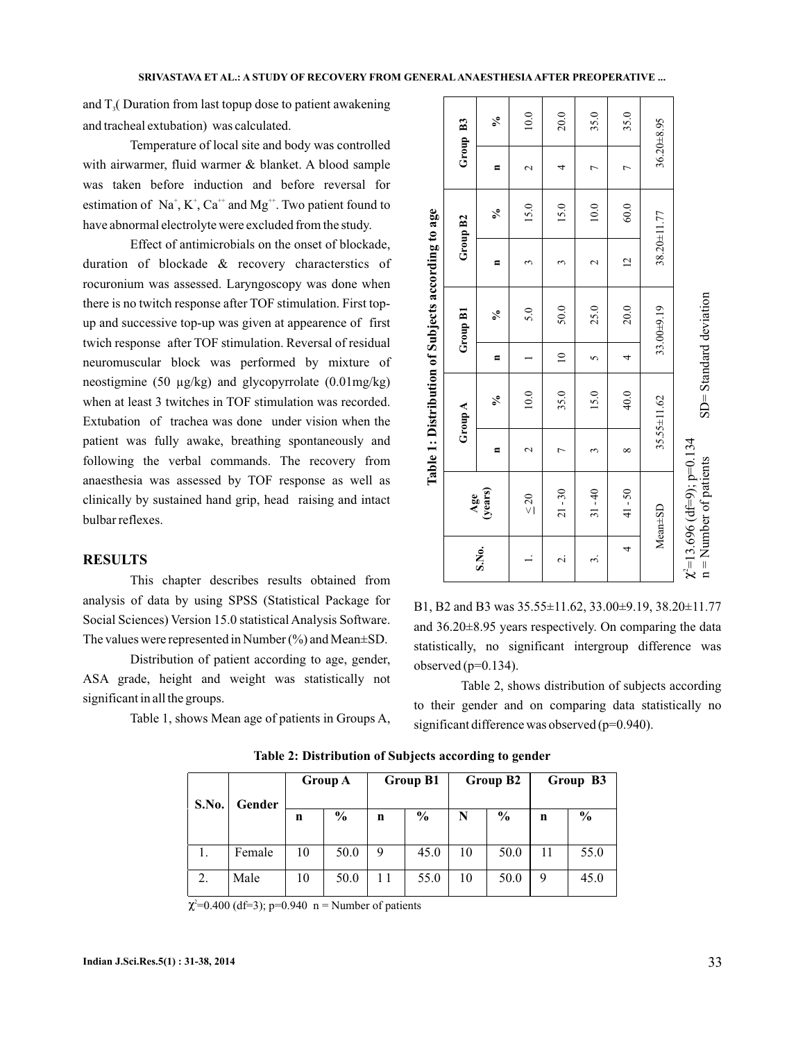and $T_3$( Duration from last topup dose to patient awakening and tracheal extubation) was calculated.

Temperature of local site and body was controlled with airwarmer, fluid warmer & blanket. A blood sample was taken before induction and before reversal for estimation of $Na^+$, $K^+$, $Ca^{++}$ and $Mg^{++}$. Two patient found to have abnormal electrolyte were excluded from the study.

Effect of antimicrobials on the onset of blockade, duration of blockade & recovery characterstics of rocuronium was assessed. Laryngoscopy was done when there is no twitch response after TOF stimulation. First top-up and successive top-up was given at appearence of first twich response after TOF stimulation. Reversal of residual neuromuscular block was performed by mixture of neostigmine (50 µg/kg) and glycopyrrolate (0.01mg/kg) when at least 3 twitches in TOF stimulation was recorded. Extubation of trachea was done under vision when the patient was fully awake, breathing spontaneously and following the verbal commands. The recovery from anaesthesia was assessed by TOF response as well as clinically by sustained hand grip, head raising and intact bulbar reflexes.

## RESULTS

This chapter describes results obtained from analysis of data by using SPSS (Statistical Package for Social Sciences) Version 15.0 statistical Analysis Software. The values were represented in Number (%) and Mean±SD.

Distribution of patient according to age, gender, ASA grade, height and weight was statistically not significant in all the groups.

Table 1, shows Mean age of patients in Groups A, B1, B2 and B3 was 35.55±11.62, 33.00±9.19, 38.20±11.77 and 36.20±8.95 years respectively. On comparing the data statistically, no significant intergroup difference was observed (p=0.134).

**Table 1: Distribution of Subjects according to age**

| S.No. | Age (years) | Group A | | Group B1 | | Group B2 | | Group B3 | |
|---|---|---|---|---|---|---|---|---|---|
| | | n | % | n | % | n | % | n | % |
| 1. | ≤20 | 2 | 10.0 | 1 | 5.0 | 3 | 15.0 | 2 | 10.0 |
| 2. | 21 - 30 | 7 | 35.0 | 10 | 50.0 | 3 | 15.0 | 4 | 20.0 |
| 3. | 31 - 40 | 3 | 15.0 | 5 | 25.0 | 2 | 10.0 | 7 | 35.0 |
| 4 | 41 - 50 | 8 | 40.0 | 4 | 20.0 | 12 | 60.0 | 7 | 35.0 |
| | Mean±SD | 35.55±11.62 | | 33.00±9.19 | | 38.20±11.77 | | 36.20±8.95 | |

$\chi^2$=13.696 (df=9); p=0.134 SD= Standard deviation
n = Number of patients

Table 2, shows distribution of subjects according to their gender and on comparing data statistically no significant difference was observed (p=0.940).

**Table 2: Distribution of Subjects according to gender**

| S.No. | Gender | Group A | | Group B1 | | Group B2 | | Group B3 | |
|---|---|---|---|---|---|---|---|---|---|
| | | n | % | n | % | N | % | n | % |
| 1. | Female | 10 | 50.0 | 9 | 45.0 | 10 | 50.0 | 11 | 55.0 |
| 2. | Male | 10 | 50.0 | 11 | 55.0 | 10 | 50.0 | 9 | 45.0 |

$\chi^2$=0.400 (df=3); p=0.940 n = Number of patients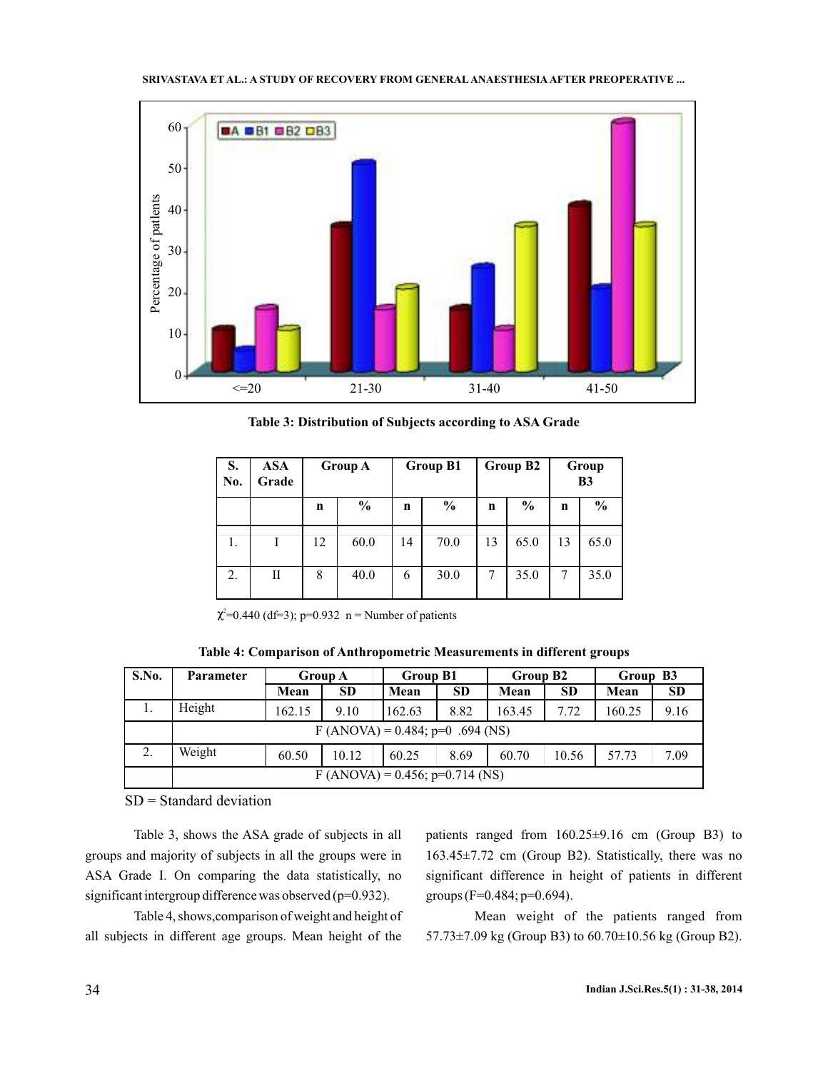A B1 B2 B3

Percentage of patients

60
50
40
30
20
10
0

<=20
21-30
31-40
41-50

**Table 3: Distribution of Subjects according to ASA Grade**

| S. No. | ASA Grade | Group A | | Group B1 | | Group B2 | | Group B3 | |
|---|---|---|---|---|---|---|---|---|---|
| | | n | % | n | % | n | % | n | % |
| 1. | I | 12 | 60.0 | 14 | 70.0 | 13 | 65.0 | 13 | 65.0 |
| 2. | II | 8 | 40.0 | 6 | 30.0 | 7 | 35.0 | 7 | 35.0 |

$\chi^2$=0.440 (df=3); p=0.932 n = Number of patients

**Table 4: Comparison of Anthropometric Measurements in different groups**

| S.No. | Parameter | Group A | | Group B1 | | Group B2 | | Group B3 | |
|---|---|---|---|---|---|---|---|---|---|
| | | Mean | SD | Mean | SD | Mean | SD | Mean | SD |
| 1. | Height | 162.15 | 9.10 | 162.63 | 8.82 | 163.45 | 7.72 | 160.25 | 9.16 |
| | F (ANOVA) = 0.484; p=0 .694 (NS) | | | | | | | | |
| 2. | Weight | 60.50 | 10.12 | 60.25 | 8.69 | 60.70 | 10.56 | 57.73 | 7.09 |
| | F (ANOVA) = 0.456; p=0.714 (NS) | | | | | | | | |

SD = Standard deviation

Table 3, shows the ASA grade of subjects in all groups and majority of subjects in all the groups were in ASA Grade I. On comparing the data statistically, no significant intergroup difference was observed (p=0.932).

Table 4, shows,comparison of weight and height of all subjects in different age groups. Mean height of the patients ranged from 160.25±9.16 cm (Group B3) to 163.45±7.72 cm (Group B2). Statistically, there was no significant difference in height of patients in different groups (F=0.484; p=0.694).

Mean weight of the patients ranged from 57.73±7.09 kg (Group B3) to 60.70±10.56 kg (Group B2).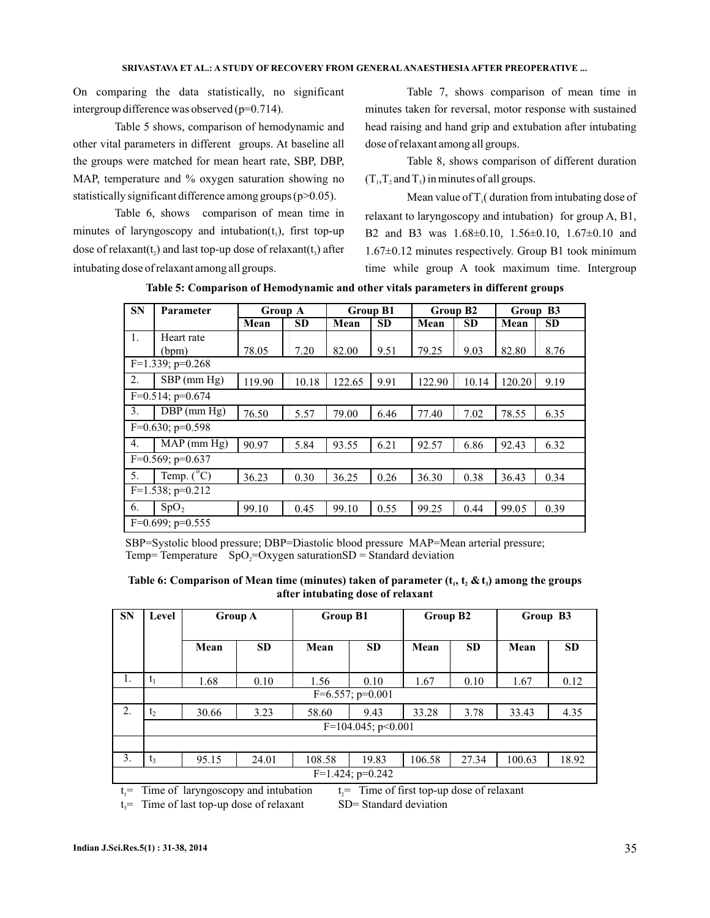On comparing the data statistically, no significant intergroup difference was observed (p=0.714).

Table 5 shows, comparison of hemodynamic and other vital parameters in different groups. At baseline all the groups were matched for mean heart rate, SBP, DBP, MAP, temperature and % oxygen saturation showing no statistically significant difference among groups (p>0.05).

Table 6, shows comparison of mean time in minutes of laryngoscopy and intubation($t_1$), first top-up dose of relaxant($t_2$) and last top-up dose of relaxant($t_3$) after intubating dose of relaxant among all groups.

Table 7, shows comparison of mean time in minutes taken for reversal, motor response with sustained head raising and hand grip and extubation after intubating dose of relaxant among all groups.

Table 8, shows comparison of different duration ($T_1$,$T_2$ and $T_3$) in minutes of all groups.

Mean value of $T_1$( duration from intubating dose of relaxant to laryngoscopy and intubation) for group A, B1, B2 and B3 was 1.68±0.10, 1.56±0.10, 1.67±0.10 and 1.67±0.12 minutes respectively. Group B1 took minimum time while group A took maximum time. Intergroup

**Table 5: Comparison of Hemodynamic and other vitals parameters in different groups**

| SN | Parameter | Group A | | Group B1 | | Group B2 | | Group B3 | |
|---|---|---|---|---|---|---|---|---|---|
| | | Mean | SD | Mean | SD | Mean | SD | Mean | SD |
| 1. | Heart rate (bpm) | 78.05 | 7.20 | 82.00 | 9.51 | 79.25 | 9.03 | 82.80 | 8.76 |
| F=1.339; p=0.268 | | | | | | | | | |
| 2. | SBP (mm Hg) | 119.90 | 10.18 | 122.65 | 9.91 | 122.90 | 10.14 | 120.20 | 9.19 |
| F=0.514; p=0.674 | | | | | | | | | |
| 3. | DBP (mm Hg) | 76.50 | 5.57 | 79.00 | 6.46 | 77.40 | 7.02 | 78.55 | 6.35 |
| F=0.630; p=0.598 | | | | | | | | | |
| 4. | MAP (mm Hg) | 90.97 | 5.84 | 93.55 | 6.21 | 92.57 | 6.86 | 92.43 | 6.32 |
| F=0.569; p=0.637 | | | | | | | | | |
| 5. | Temp. ($^{o}$C) | 36.23 | 0.30 | 36.25 | 0.26 | 36.30 | 0.38 | 36.43 | 0.34 |
| F=1.538; p=0.212 | | | | | | | | | |
| 6. | $SpO_2$ | 99.10 | 0.45 | 99.10 | 0.55 | 99.25 | 0.44 | 99.05 | 0.39 |
| F=0.699; p=0.555 | | | | | | | | | |

SBP=Systolic blood pressure; DBP=Diastolic blood pressure MAP=Mean arterial pressure; Temp= Temperature $SpO_2$=Oxygen saturationSD = Standard deviation

**Table 6: Comparison of Mean time (minutes) taken of parameter ($t_1$, $t_2$ & $t_3$) among the groups after intubating dose of relaxant**

| SN | Level | Group A | | Group B1 | | Group B2 | | Group B3 | |
|---|---|---|---|---|---|---|---|---|---|
| | | Mean | SD | Mean | SD | Mean | SD | Mean | SD |
| 1. | $t_1$ | 1.68 | 0.10 | 1.56 | 0.10 | 1.67 | 0.10 | 1.67 | 0.12 |
| | F=6.557; p=0.001 | | | | | | | | |
| 2. | $t_2$ | 30.66 | 3.23 | 58.60 | 9.43 | 33.28 | 3.78 | 33.43 | 4.35 |
| | F=104.045; p<0.001 | | | | | | | | |
| 3. | $t_3$ | 95.15 | 24.01 | 108.58 | 19.83 | 106.58 | 27.34 | 100.63 | 18.92 |
| F=1.424; p=0.242 | | | | | | | | | |

$t_1$= Time of laryngoscopy and intubation $t_2$= Time of first top-up dose of relaxant
$t_3$= Time of last top-up dose of relaxant SD= Standard deviation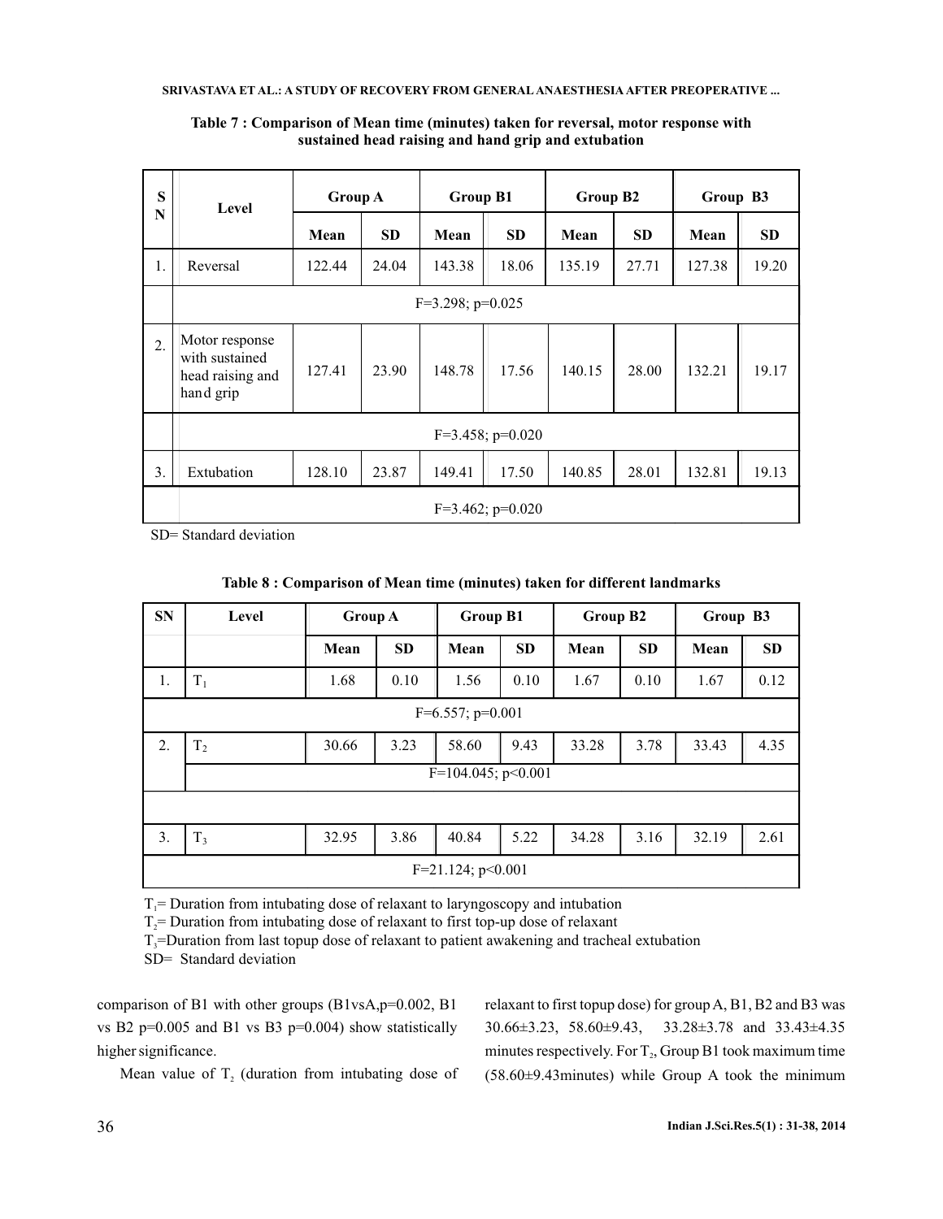**Table 7 : Comparison of Mean time (minutes) taken for reversal, motor response with sustained head raising and hand grip and extubation**

| SN | Level | Group A | | Group B1 | | Group B2 | | Group B3 | |
|---|---|---|---|---|---|---|---|---|---|
| | | Mean | SD | Mean | SD | Mean | SD | Mean | SD |
| 1. | Reversal | 122.44 | 24.04 | 143.38 | 18.06 | 135.19 | 27.71 | 127.38 | 19.20 |
| | F=3.298; p=0.025 | | | | | | | | |
| 2. | Motor response with sustained head raising and hand grip | 127.41 | 23.90 | 148.78 | 17.56 | 140.15 | 28.00 | 132.21 | 19.17 |
| | F=3.458; p=0.020 | | | | | | | | |
| 3. | Extubation | 128.10 | 23.87 | 149.41 | 17.50 | 140.85 | 28.01 | 132.81 | 19.13 |
| | F=3.462; p=0.020 | | | | | | | | |

SD= Standard deviation

**Table 8 : Comparison of Mean time (minutes) taken for different landmarks**

| SN | Level | Group A | | Group B1 | | Group B2 | | Group B3 | |
|---|---|---|---|---|---|---|---|---|---|
| | | Mean | SD | Mean | SD | Mean | SD | Mean | SD |
| 1. | $T_1$ | 1.68 | 0.10 | 1.56 | 0.10 | 1.67 | 0.10 | 1.67 | 0.12 |
| | F=6.557; p=0.001 | | | | | | | | |
| 2. | $T_2$ | 30.66 | 3.23 | 58.60 | 9.43 | 33.28 | 3.78 | 33.43 | 4.35 |
| | F=104.045; p<0.001 | | | | | | | | |
| 3. | $T_3$ | 32.95 | 3.86 | 40.84 | 5.22 | 34.28 | 3.16 | 32.19 | 2.61 |
| | F=21.124; p<0.001 | | | | | | | | |

$T_1$= Duration from intubating dose of relaxant to laryngoscopy and intubation

$T_2$= Duration from intubating dose of relaxant to first top-up dose of relaxant

$T_3$=Duration from last topup dose of relaxant to patient awakening and tracheal extubation

SD= Standard deviation

comparison of B1 with other groups (B1vsA,p=0.002, B1 vs B2 p=0.005 and B1 vs B3 p=0.004) show statistically higher significance.

Mean value of $T_2$ (duration from intubating dose of relaxant to first topup dose) for group A, B1, B2 and B3 was 30.66±3.23, 58.60±9.43, 33.28±3.78 and 33.43±4.35 minutes respectively. For $T_2$, Group B1 took maximum time (58.60±9.43minutes) while Group A took the minimum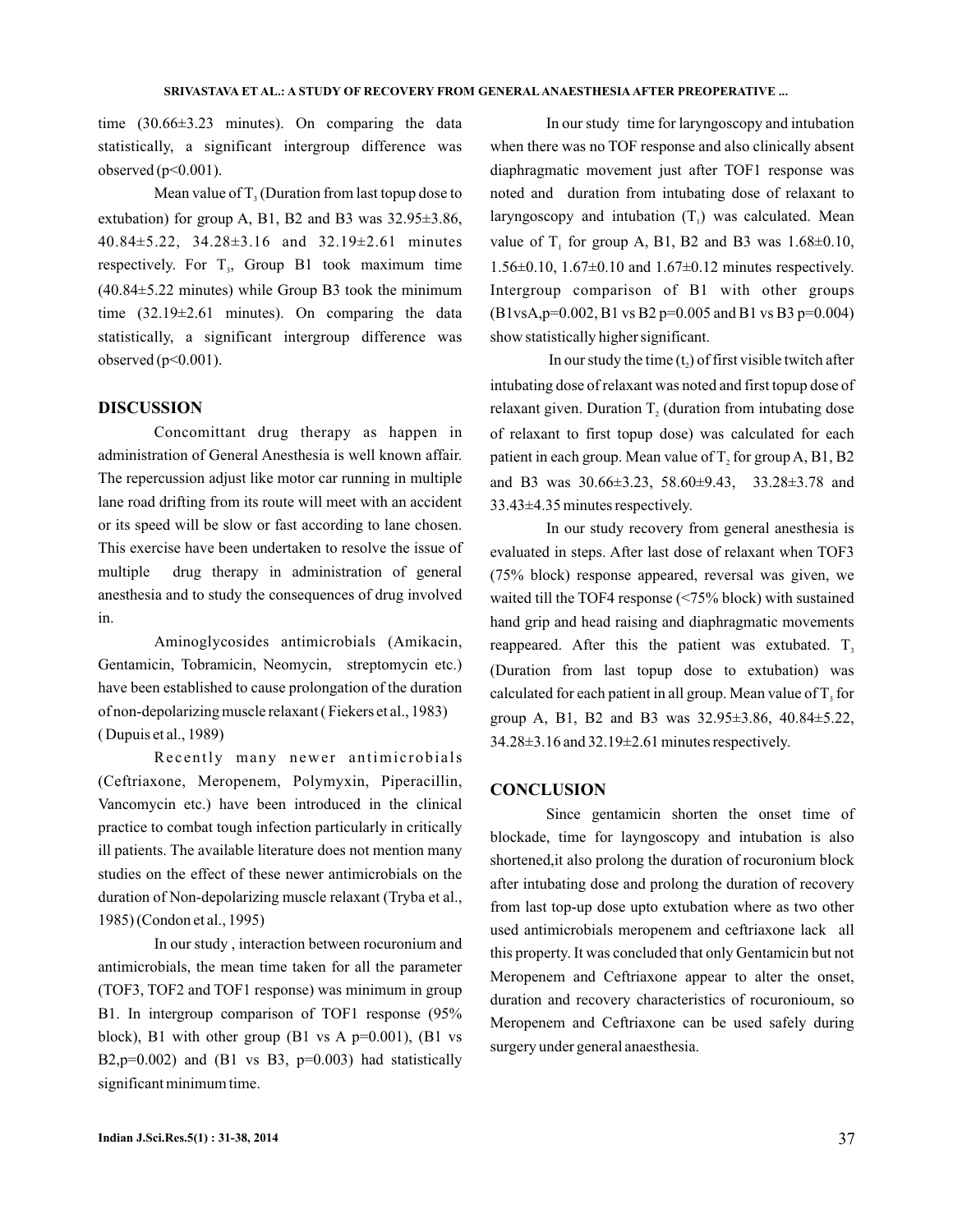time (30.66±3.23 minutes). On comparing the data statistically, a significant intergroup difference was observed ($p<0.001$).

Mean value of $T_3$ (Duration from last topup dose to extubation) for group A, B1, B2 and B3 was 32.95±3.86, 40.84±5.22, 34.28±3.16 and 32.19±2.61 minutes respectively. For $T_3$, Group B1 took maximum time (40.84±5.22 minutes) while Group B3 took the minimum time (32.19±2.61 minutes). On comparing the data statistically, a significant intergroup difference was observed ($p<0.001$).

## DISCUSSION

Concomittant drug therapy as happen in administration of General Anesthesia is well known affair. The repercussion adjust like motor car running in multiple lane road drifting from its route will meet with an accident or its speed will be slow or fast according to lane chosen. This exercise have been undertaken to resolve the issue of multiple drug therapy in administration of general anesthesia and to study the consequences of drug involved in.

Aminoglycosides antimicrobials (Amikacin, Gentamicin, Tobramicin, Neomycin, streptomycin etc.) have been established to cause prolongation of the duration of non-depolarizing muscle relaxant ( Fiekers et al., 1983) ( Dupuis et al., 1989)

Recently many newer antimicrobials (Ceftriaxone, Meropenem, Polymyxin, Piperacillin, Vancomycin etc.) have been introduced in the clinical practice to combat tough infection particularly in critically ill patients. The available literature does not mention many studies on the effect of these newer antimicrobials on the duration of Non-depolarizing muscle relaxant (Tryba et al., 1985) (Condon et al., 1995)

In our study , interaction between rocuronium and antimicrobials, the mean time taken for all the parameter (TOF3, TOF2 and TOF1 response) was minimum in group B1. In intergroup comparison of TOF1 response (95% block), B1 with other group (B1 vs A $p=0.001$), (B1 vs B2,$p=0.002$) and (B1 vs B3, $p=0.003$) had statistically significant minimum time.

In our study time for laryngoscopy and intubation when there was no TOF response and also clinically absent diaphragmatic movement just after TOF1 response was noted and duration from intubating dose of relaxant to laryngoscopy and intubation ($T_1$) was calculated. Mean value of $T_1$ for group A, B1, B2 and B3 was 1.68±0.10, 1.56±0.10, 1.67±0.10 and 1.67±0.12 minutes respectively. Intergroup comparison of B1 with other groups (B1vsA,$p=0.002$, B1 vs B2 $p=0.005$ and B1 vs B3 $p=0.004$) show statistically higher significant.

In our study the time ($t_2$) of first visible twitch after intubating dose of relaxant was noted and first topup dose of relaxant given. Duration $T_2$ (duration from intubating dose of relaxant to first topup dose) was calculated for each patient in each group. Mean value of $T_2$ for group A, B1, B2 and B3 was 30.66±3.23, 58.60±9.43, 33.28±3.78 and 33.43±4.35 minutes respectively.

In our study recovery from general anesthesia is evaluated in steps. After last dose of relaxant when TOF3 (75% block) response appeared, reversal was given, we waited till the TOF4 response (<75% block) with sustained hand grip and head raising and diaphragmatic movements reappeared. After this the patient was extubated. $T_3$ (Duration from last topup dose to extubation) was calculated for each patient in all group. Mean value of $T_3$ for group A, B1, B2 and B3 was 32.95±3.86, 40.84±5.22, 34.28±3.16 and 32.19±2.61 minutes respectively.

## CONCLUSION

Since gentamicin shorten the onset time of blockade, time for layngoscopy and intubation is also shortened,it also prolong the duration of rocuronium block after intubating dose and prolong the duration of recovery from last top-up dose upto extubation where as two other used antimicrobials meropenem and ceftriaxone lack all this property. It was concluded that only Gentamicin but not Meropenem and Ceftriaxone appear to alter the onset, duration and recovery characteristics of rocuronioum, so Meropenem and Ceftriaxone can be used safely during surgery under general anaesthesia.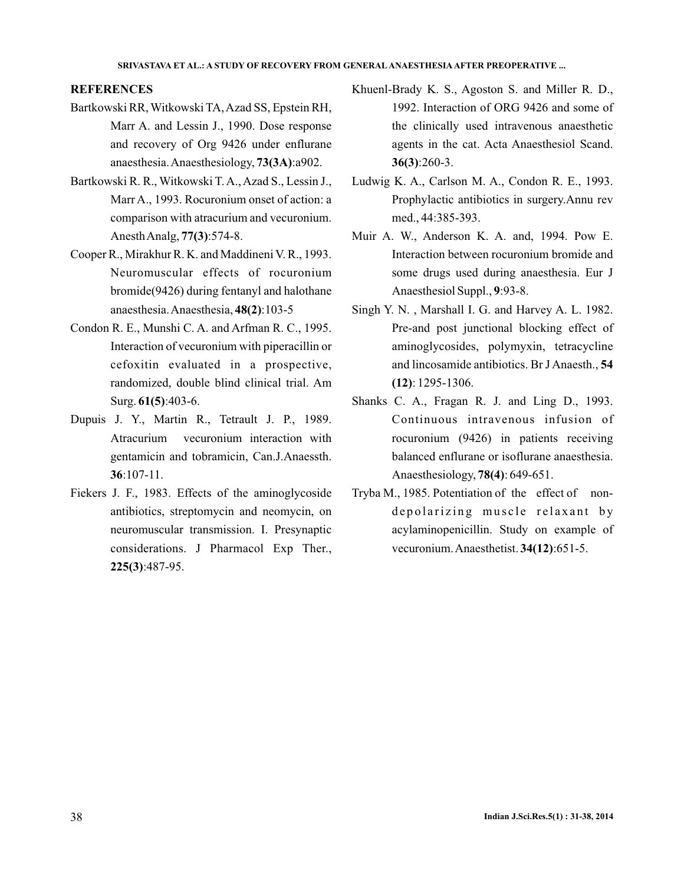## REFERENCES

Bartkowski RR, Witkowski TA, Azad SS, Epstein RH, Marr A. and Lessin J., 1990. Dose response and recovery of Org 9426 under enflurane anaesthesia. Anaesthesiology, **73(3A)**:a902.

Bartkowski R. R., Witkowski T. A., Azad S., Lessin J., Marr A., 1993. Rocuronium onset of action: a comparison with atracurium and vecuronium. Anesth Analg, **77(3)**:574-8.

Cooper R., Mirakhur R. K. and Maddineni V. R., 1993. Neuromuscular effects of rocuronium bromide(9426) during fentanyl and halothane anaesthesia. Anaesthesia, **48(2)**:103-5

Condon R. E., Munshi C. A. and Arfman R. C., 1995. Interaction of vecuronium with piperacillin or cefoxitin evaluated in a prospective, randomized, double blind clinical trial. Am Surg. **61(5)**:403-6.

Dupuis J. Y., Martin R., Tetrault J. P., 1989. Atracurium vecuronium interaction with gentamicin and tobramicin, Can.J.Anaessth. **36**:107-11.

Fiekers J. F., 1983. Effects of the aminoglycoside antibiotics, streptomycin and neomycin, on neuromuscular transmission. I. Presynaptic considerations. J Pharmacol Exp Ther., **225(3)**:487-95.

Khuenl-Brady K. S., Agoston S. and Miller R. D., 1992. Interaction of ORG 9426 and some of the clinically used intravenous anaesthetic agents in the cat. Acta Anaesthesiol Scand. **36(3)**:260-3.

Ludwig K. A., Carlson M. A., Condon R. E., 1993. Prophylactic antibiotics in surgery.Annu rev med., 44:385-393.

Muir A. W., Anderson K. A. and, 1994. Pow E. Interaction between rocuronium bromide and some drugs used during anaesthesia. Eur J Anaesthesiol Suppl., **9**:93-8.

Singh Y. N. , Marshall I. G. and Harvey A. L. 1982. Pre-and post junctional blocking effect of aminoglycosides, polymyxin, tetracycline and lincosamide antibiotics. Br J Anaesth., **54 (12)**: 1295-1306.

Shanks C. A., Fragan R. J. and Ling D., 1993. Continuous intravenous infusion of rocuronium (9426) in patients receiving balanced enflurane or isoflurane anaesthesia. Anaesthesiology, **78(4)**: 649-651.

Tryba M., 1985. Potentiation of the effect of non-depolarizing muscle relaxant by acylaminopenicillin. Study on example of vecuronium. Anaesthetist. **34(12)**:651-5.